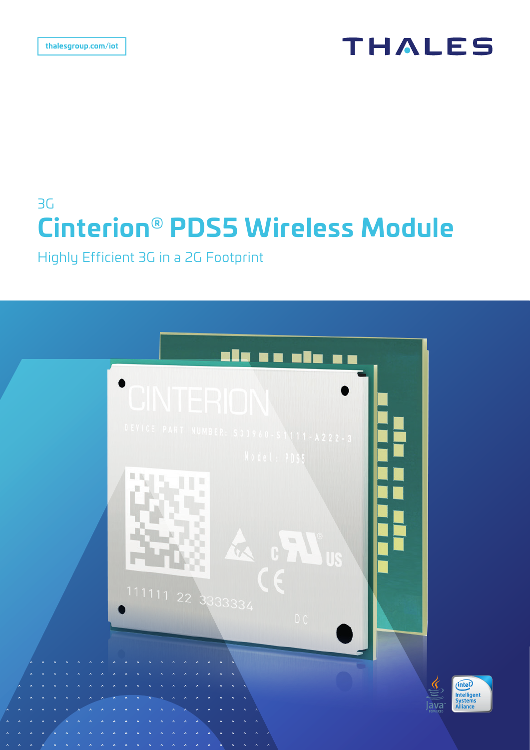thalesgroup.com/iot

THALES

3G

# Cinterion® PDS5 Wireless Module

Highly Efficient 3G in a 2G Footprint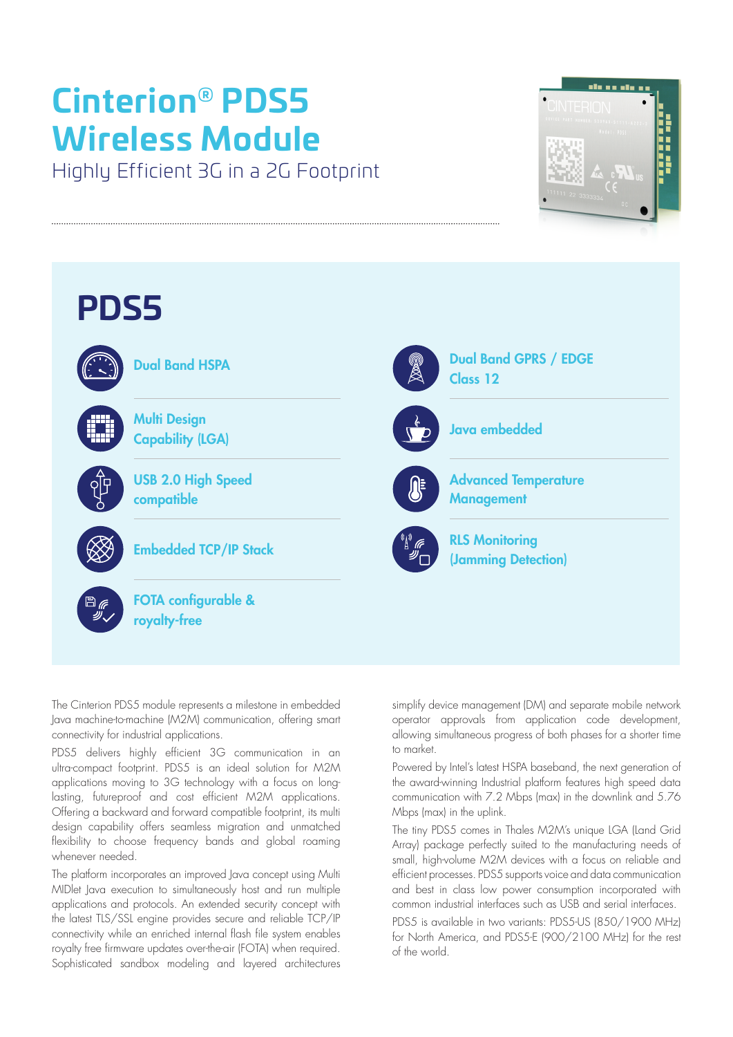# Cinterion® PDS5 Wireless Module

Highly Efficient 3G in a 2G Footprint

## PDS5

- Dual Band HSPA
- Multi Design Capability (LGA)
- USB 2.0 High Speed compatible
- Embedded TCP/IP Stack
- FOTA configurable & royalty-free
- Dual Band GPRS / EDGE Class 12
- Java embedded
- Advanced Temperature Management
- RLS Monitoring (Jamming Detection)

The Cinterion PDS5 module represents a milestone in embedded Java machine-to-machine (M2M) communication, offering smart connectivity for industrial applications.

PDS5 delivers highly efficient 3G communication in an ultra-compact footprint. PDS5 is an ideal solution for M2M applications moving to 3G technology with a focus on long-lasting, futureproof and cost efficient M2M applications. Offering a backward and forward compatible footprint, its multi design capability offers seamless migration and unmatched flexibility to choose frequency bands and global roaming whenever needed.

The platform incorporates an improved Java concept using Multi MIDlet Java execution to simultaneously host and run multiple applications and protocols. An extended security concept with the latest TLS/SSL engine provides secure and reliable TCP/IP connectivity while an enriched internal flash file system enables royalty free firmware updates over-the-air (FOTA) when required. Sophisticated sandbox modeling and layered architectures simplify device management (DM) and separate mobile network operator approvals from application code development, allowing simultaneous progress of both phases for a shorter time to market.

Powered by Intel's latest HSPA baseband, the next generation of the award-winning Industrial platform features high speed data communication with 7.2 Mbps (max) in the downlink and 5.76 Mbps (max) in the uplink.

The tiny PDS5 comes in Thales M2M's unique LGA (Land Grid Array) package perfectly suited to the manufacturing needs of small, high-volume M2M devices with a focus on reliable and efficient processes. PDS5 supports voice and data communication and best in class low power consumption incorporated with common industrial interfaces such as USB and serial interfaces.

PDS5 is available in two variants: PDS5-US (850/1900 MHz) for North America, and PDS5-E (900/2100 MHz) for the rest of the world.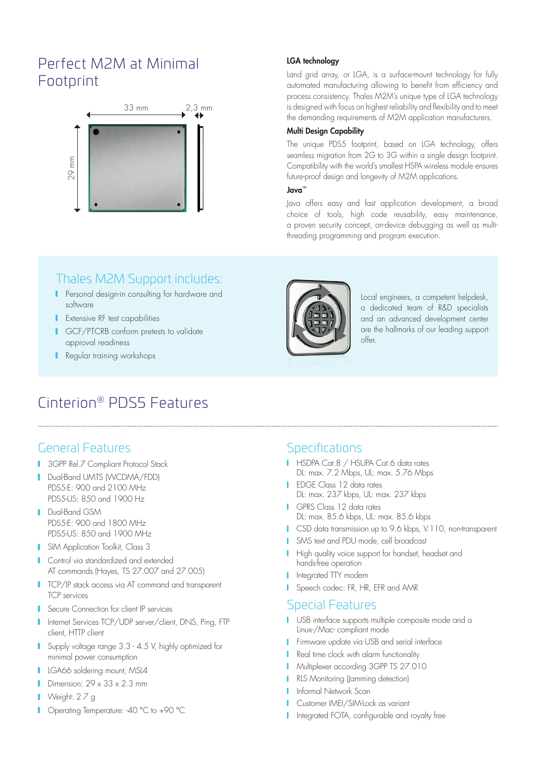# Perfect M2M at Minimal Footprint

33 mm

2,3 mm

29 mm

### LGA technology

Land grid array, or LGA, is a surface-mount technology for fully automated manufacturing allowing to benefit from efficiency and process consistency. Thales M2M's unique type of LGA technology is designed with focus on highest reliability and flexibility and to meet the demanding requirements of M2M application manufacturers.

### Multi Design Capability

The unique PDS5 footprint, based on LGA technology, offers seamless migration from 2G to 3G within a single design footprint. Compatibility with the world's smallest HSPA wireless module ensures future-proof design and longevity of M2M applications.

### Java™

Java offers easy and fast application development, a broad choice of tools, high code reusability, easy maintenance, a proven security concept, on-device debugging as well as multi-threading programming and program execution.

## Thales M2M Support includes:

- Personal design-in consulting for hardware and software
- Extensive RF test capabilities
- GCF/PTCRB conform pretests to validate approval readiness
- Regular training workshops

Local engineers, a competent helpdesk, a dedicated team of R&D specialists and an advanced development center are the hallmarks of our leading support offer.

# Cinterion® PDS5 Features

## General Features

- 3GPP Rel.7 Compliant Protocol Stack
- Dual-Band UMTS (WCDMA/FDD)
  PDS5-E: 900 and 2100 MHz
  PDS5-US: 850 and 1900 Hz
- Dual-Band GSM
  PDS5-E: 900 and 1800 MHz
  PDS5-US: 850 and 1900 MHz
- SIM Application Toolkit, Class 3
- Control via standardized and extended AT commands (Hayes, TS 27.007 and 27.005)
- TCP/IP stack access via AT command and transparent TCP services
- Secure Connection for client IP services
- Internet Services TCP/UDP server/client, DNS, Ping, FTP client, HTTP client
- Supply voltage range 3.3 - 4.5 V, highly optimized for minimal power consumption
- LGA66 soldering mount, MSL4
- Dimension: 29 x 33 x 2.3 mm
- Weight: 2.7 g
- Operating Temperature: -40 °C to +90 °C

## Specifications

- HSDPA Cat.8 / HSUPA Cat.6 data rates
  DL: max. 7.2 Mbps, UL: max. 5.76 Mbps
- EDGE Class 12 data rates
  DL: max. 237 kbps, UL: max. 237 kbps
- GPRS Class 12 data rates
  DL: max. 85.6 kbps, UL: max. 85.6 kbps
- CSD data transmission up to 9.6 kbps, V.110, non-transparent
- SMS text and PDU mode, cell broadcast
- High quality voice support for handset, headset and hands-free operation
- Integrated TTY modem
- Speech codec: FR, HR, EFR and AMR

## Special Features

- USB interface supports multiple composite mode and a Linux-/Mac- compliant mode
- Firmware update via USB and serial interface
- Real time clock with alarm functionality
- Multiplexer according 3GPP TS 27.010
- RLS Monitoring (Jamming detection)
- Informal Network Scan
- Customer IMEI/SIM-Lock as variant
- Integrated FOTA, configurable and royalty free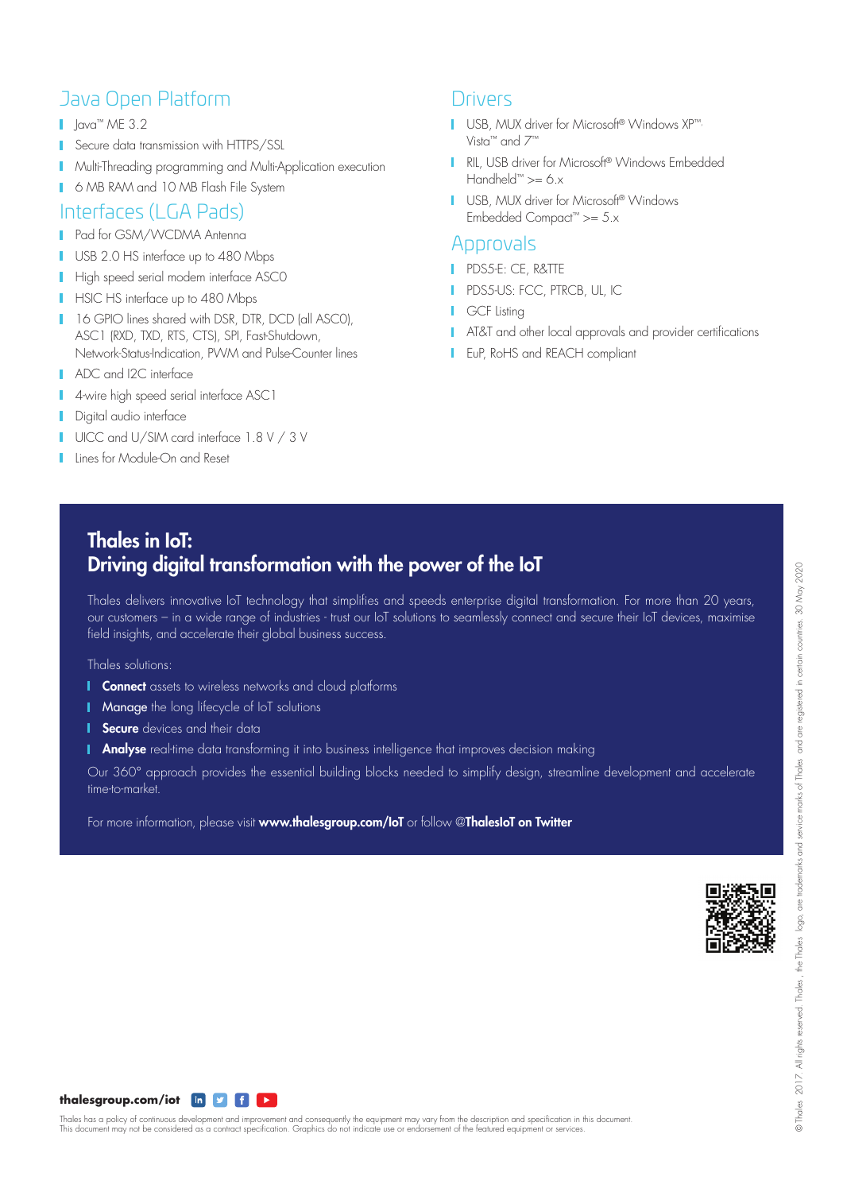## Java Open Platform

- Java™ ME 3.2
- Secure data transmission with HTTPS/SSL
- Multi-Threading programming and Multi-Application execution
- 6 MB RAM and 10 MB Flash File System

## Interfaces (LGA Pads)

- Pad for GSM/WCDMA Antenna
- USB 2.0 HS interface up to 480 Mbps
- High speed serial modem interface ASC0
- HSIC HS interface up to 480 Mbps
- 16 GPIO lines shared with DSR, DTR, DCD (all ASC0), ASC1 (RXD, TXD, RTS, CTS), SPI, Fast-Shutdown, Network-Status-Indication, PWM and Pulse-Counter lines
- ADC and I2C interface
- 4-wire high speed serial interface ASC1
- Digital audio interface
- UICC and U/SIM card interface 1.8 V / 3 V
- Lines for Module-On and Reset

## Drivers

- USB, MUX driver for Microsoft® Windows XP™, Vista™ and 7™
- RIL, USB driver for Microsoft® Windows Embedded Handheld™ >= 6.x
- USB, MUX driver for Microsoft® Windows Embedded Compact™ >= 5.x

## Approvals

- PDS5-E: CE, R&TTE
- PDS5-US: FCC, PTRCB, UL, IC
- GCF Listing
- AT&T and other local approvals and provider certifications
- EuP, RoHS and REACH compliant

## Thales in IoT: Driving digital transformation with the power of the IoT

Thales delivers innovative IoT technology that simplifies and speeds enterprise digital transformation. For more than 20 years, our customers – in a wide range of industries - trust our IoT solutions to seamlessly connect and secure their IoT devices, maximise field insights, and accelerate their global business success.

Thales solutions:

- **Connect** assets to wireless networks and cloud platforms
- **Manage** the long lifecycle of IoT solutions
- **Secure** devices and their data
- **Analyse** real-time data transforming it into business intelligence that improves decision making

Our 360° approach provides the essential building blocks needed to simplify design, streamline development and accelerate time-to-market.

For more information, please visit **www.thalesgroup.com/IoT** or follow @**ThalesIoT on Twitter**

**thalesgroup.com/iot**

Thales has a policy of continuous development and improvement and consequently the equipment may vary from the description and specification in this document. This document may not be considered as a contract specification. Graphics do not indicate use or endorsement of the featured equipment or services.

© Thales 2017. All rights reserved. Thales, the Thales logo, are trademarks and service marks of Thales and are registered in certain countries. 30 May 2020